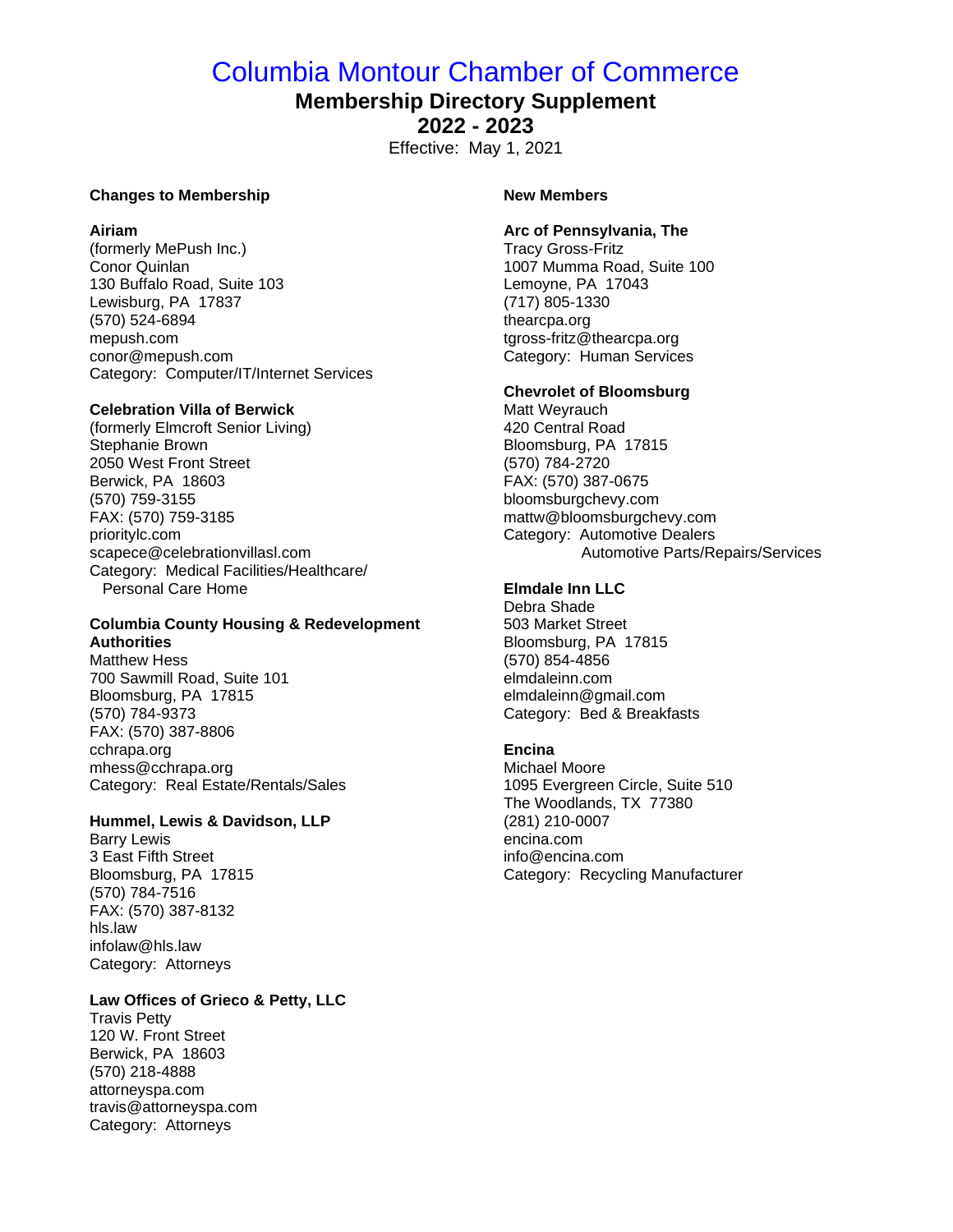# Columbia Montour Chamber of Commerce

## Membership Directory Supplement

## 2022 - 2023

Effective: May 1, 2021

### Changes to Membership

**Airiam**
(formerly MePush Inc.)
Conor Quinlan
130 Buffalo Road, Suite 103
Lewisburg, PA 17837
(570) 524-6894
mepush.com
conor@mepush.com
Category: Computer/IT/Internet Services

**Celebration Villa of Berwick**
(formerly Elmcroft Senior Living)
Stephanie Brown
2050 West Front Street
Berwick, PA 18603
(570) 759-3155
FAX: (570) 759-3185
prioritylc.com
scapece@celebrationvillasl.com
Category: Medical Facilities/Healthcare/
Personal Care Home

**Columbia County Housing & Redevelopment Authorities**
Matthew Hess
700 Sawmill Road, Suite 101
Bloomsburg, PA 17815
(570) 784-9373
FAX: (570) 387-8806
cchrapa.org
mhess@cchrapa.org
Category: Real Estate/Rentals/Sales

**Hummel, Lewis & Davidson, LLP**
Barry Lewis
3 East Fifth Street
Bloomsburg, PA 17815
(570) 784-7516
FAX: (570) 387-8132
hls.law
infolaw@hls.law
Category: Attorneys

**Law Offices of Grieco & Petty, LLC**
Travis Petty
120 W. Front Street
Berwick, PA 18603
(570) 218-4888
attorneyspa.com
travis@attorneyspa.com
Category: Attorneys

### New Members

**Arc of Pennsylvania, The**
Tracy Gross-Fritz
1007 Mumma Road, Suite 100
Lemoyne, PA 17043
(717) 805-1330
thearcpa.org
tgross-fritz@thearcpa.org
Category: Human Services

**Chevrolet of Bloomsburg**
Matt Weyrauch
420 Central Road
Bloomsburg, PA 17815
(570) 784-2720
FAX: (570) 387-0675
bloomsburgchevy.com
mattw@bloomsburgchevy.com
Category: Automotive Dealers
Automotive Parts/Repairs/Services

**Elmdale Inn LLC**
Debra Shade
503 Market Street
Bloomsburg, PA 17815
(570) 854-4856
elmdaleinn.com
elmdaleinn@gmail.com
Category: Bed & Breakfasts

**Encina**
Michael Moore
1095 Evergreen Circle, Suite 510
The Woodlands, TX 77380
(281) 210-0007
encina.com
info@encina.com
Category: Recycling Manufacturer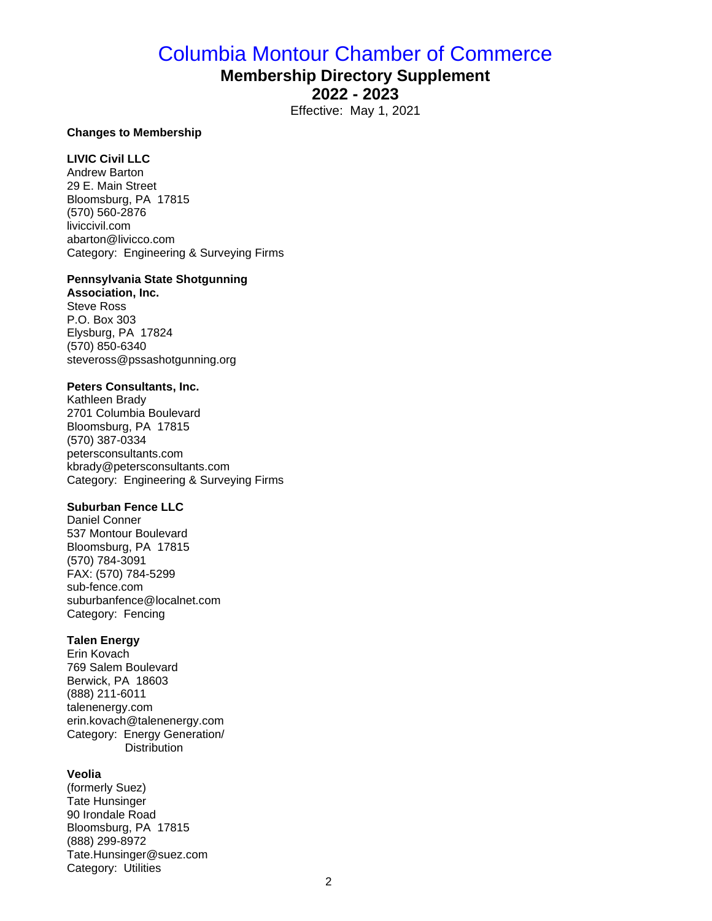# Columbia Montour Chamber of Commerce

## Membership Directory Supplement

## 2022 - 2023

Effective: May 1, 2021

**Changes to Membership**

**LIVIC Civil LLC**
Andrew Barton
29 E. Main Street
Bloomsburg, PA 17815
(570) 560-2876
liviccivil.com
abarton@livicco.com
Category: Engineering & Surveying Firms

**Pennsylvania State Shotgunning Association, Inc.**
Steve Ross
P.O. Box 303
Elysburg, PA 17824
(570) 850-6340
steveross@pssashotgunning.org

**Peters Consultants, Inc.**
Kathleen Brady
2701 Columbia Boulevard
Bloomsburg, PA 17815
(570) 387-0334
petersconsultants.com
kbrady@petersconsultants.com
Category: Engineering & Surveying Firms

**Suburban Fence LLC**
Daniel Conner
537 Montour Boulevard
Bloomsburg, PA 17815
(570) 784-3091
FAX: (570) 784-5299
sub-fence.com
suburbanfence@localnet.com
Category: Fencing

**Talen Energy**
Erin Kovach
769 Salem Boulevard
Berwick, PA 18603
(888) 211-6011
talenenergy.com
erin.kovach@talenenergy.com
Category: Energy Generation/Distribution

**Veolia**
(formerly Suez)
Tate Hunsinger
90 Irondale Road
Bloomsburg, PA 17815
(888) 299-8972
Tate.Hunsinger@suez.com
Category: Utilities